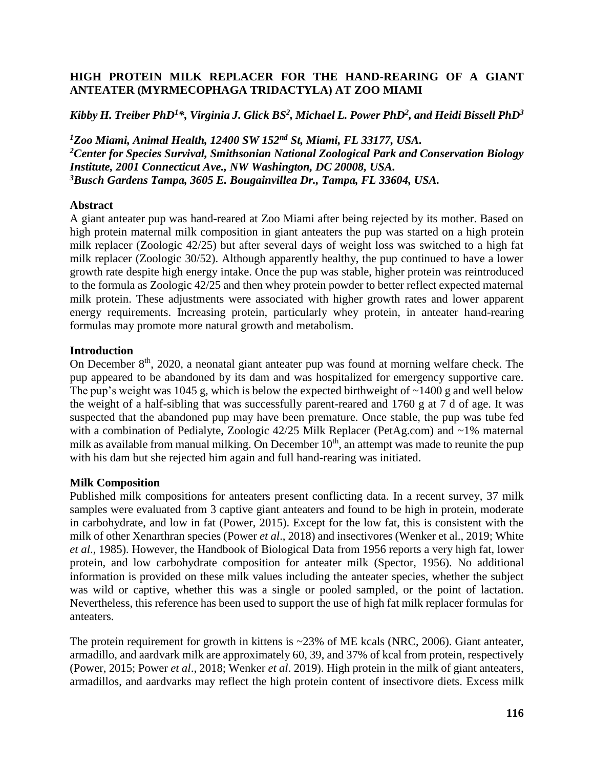# HIGH PROTEIN MILK REPLACER FOR THE HAND-REARING OF A GIANT ANTEATER (MYRMECOPHAGA TRIDACTYLA) AT ZOO MIAMI

***Kibby H. Treiber PhD[1]\*, Virginia J. Glick BS[2], Michael L. Power PhD[2], and Heidi Bissell PhD[3]***

***[1]Zoo Miami, Animal Health, 12400 SW 152nd St, Miami, FL 33177, USA.***
***[2]Center for Species Survival, Smithsonian National Zoological Park and Conservation Biology Institute, 2001 Connecticut Ave., NW Washington, DC 20008, USA.***
***[3]Busch Gardens Tampa, 3605 E. Bougainvillea Dr., Tampa, FL 33604, USA.***

## Abstract

A giant anteater pup was hand-reared at Zoo Miami after being rejected by its mother. Based on high protein maternal milk composition in giant anteaters the pup was started on a high protein milk replacer (Zoologic 42/25) but after several days of weight loss was switched to a high fat milk replacer (Zoologic 30/52). Although apparently healthy, the pup continued to have a lower growth rate despite high energy intake. Once the pup was stable, higher protein was reintroduced to the formula as Zoologic 42/25 and then whey protein powder to better reflect expected maternal milk protein. These adjustments were associated with higher growth rates and lower apparent energy requirements. Increasing protein, particularly whey protein, in anteater hand-rearing formulas may promote more natural growth and metabolism.

## Introduction

On December 8th, 2020, a neonatal giant anteater pup was found at morning welfare check. The pup appeared to be abandoned by its dam and was hospitalized for emergency supportive care. The pup's weight was 1045 g, which is below the expected birthweight of ~1400 g and well below the weight of a half-sibling that was successfully parent-reared and 1760 g at 7 d of age. It was suspected that the abandoned pup may have been premature. Once stable, the pup was tube fed with a combination of Pedialyte, Zoologic 42/25 Milk Replacer (PetAg.com) and ~1% maternal milk as available from manual milking. On December 10th, an attempt was made to reunite the pup with his dam but she rejected him again and full hand-rearing was initiated.

## Milk Composition

Published milk compositions for anteaters present conflicting data. In a recent survey, 37 milk samples were evaluated from 3 captive giant anteaters and found to be high in protein, moderate in carbohydrate, and low in fat (Power, 2015). Except for the low fat, this is consistent with the milk of other Xenarthran species (Power *et al*., 2018) and insectivores (Wenker et al., 2019; White *et al*., 1985). However, the Handbook of Biological Data from 1956 reports a very high fat, lower protein, and low carbohydrate composition for anteater milk (Spector, 1956). No additional information is provided on these milk values including the anteater species, whether the subject was wild or captive, whether this was a single or pooled sampled, or the point of lactation. Nevertheless, this reference has been used to support the use of high fat milk replacer formulas for anteaters.

The protein requirement for growth in kittens is ~23% of ME kcals (NRC, 2006). Giant anteater, armadillo, and aardvark milk are approximately 60, 39, and 37% of kcal from protein, respectively (Power, 2015; Power *et al*., 2018; Wenker *et al*. 2019). High protein in the milk of giant anteaters, armadillos, and aardvarks may reflect the high protein content of insectivore diets. Excess milk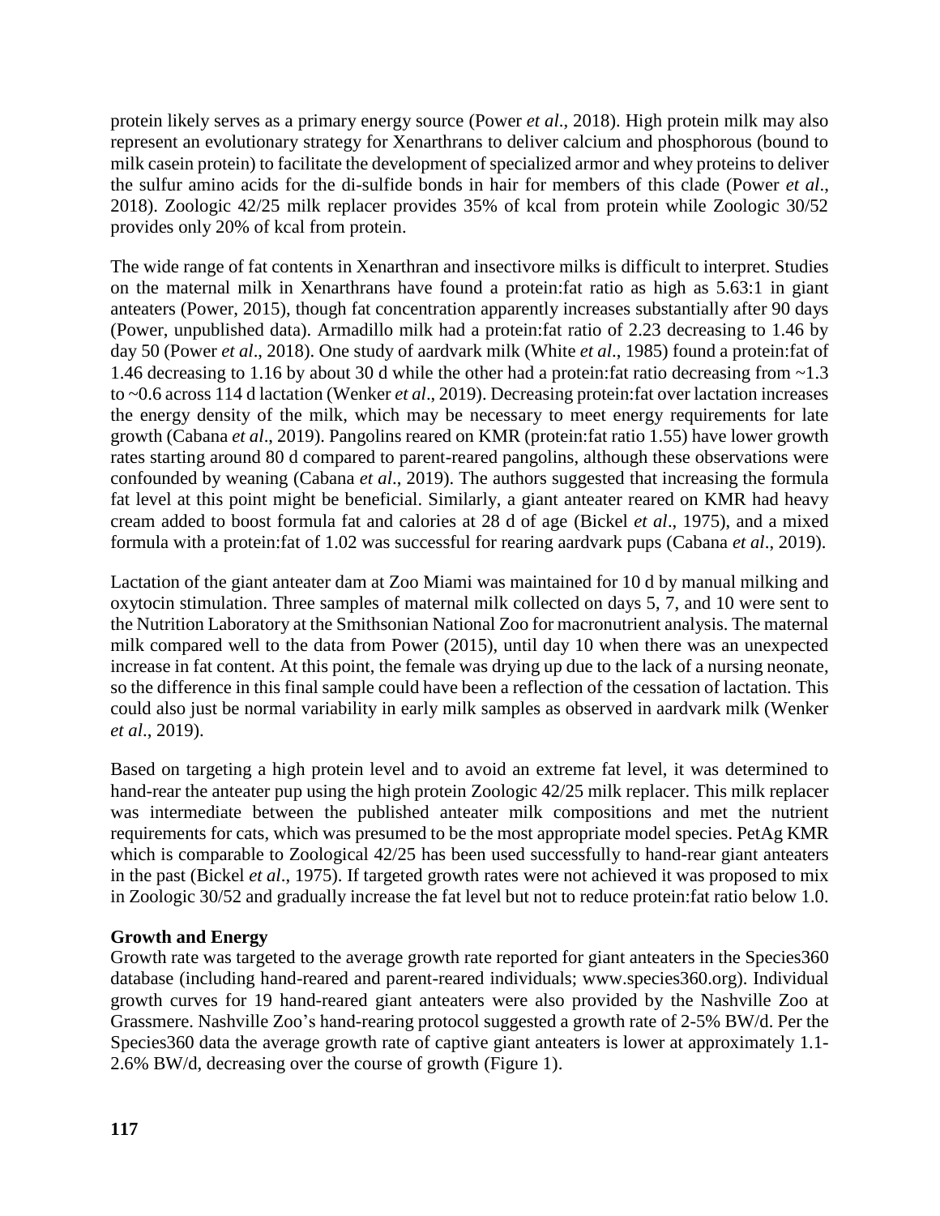protein likely serves as a primary energy source (Power *et al*., 2018). High protein milk may also represent an evolutionary strategy for Xenarthrans to deliver calcium and phosphorous (bound to milk casein protein) to facilitate the development of specialized armor and whey proteins to deliver the sulfur amino acids for the di-sulfide bonds in hair for members of this clade (Power *et al*., 2018). Zoologic 42/25 milk replacer provides 35% of kcal from protein while Zoologic 30/52 provides only 20% of kcal from protein.

The wide range of fat contents in Xenarthran and insectivore milks is difficult to interpret. Studies on the maternal milk in Xenarthrans have found a protein:fat ratio as high as 5.63:1 in giant anteaters (Power, 2015), though fat concentration apparently increases substantially after 90 days (Power, unpublished data). Armadillo milk had a protein:fat ratio of 2.23 decreasing to 1.46 by day 50 (Power *et al*., 2018). One study of aardvark milk (White *et al*., 1985) found a protein:fat of 1.46 decreasing to 1.16 by about 30 d while the other had a protein:fat ratio decreasing from ~1.3 to ~0.6 across 114 d lactation (Wenker *et al*., 2019). Decreasing protein:fat over lactation increases the energy density of the milk, which may be necessary to meet energy requirements for late growth (Cabana *et al*., 2019). Pangolins reared on KMR (protein:fat ratio 1.55) have lower growth rates starting around 80 d compared to parent-reared pangolins, although these observations were confounded by weaning (Cabana *et al*., 2019). The authors suggested that increasing the formula fat level at this point might be beneficial. Similarly, a giant anteater reared on KMR had heavy cream added to boost formula fat and calories at 28 d of age (Bickel *et al*., 1975), and a mixed formula with a protein:fat of 1.02 was successful for rearing aardvark pups (Cabana *et al*., 2019).

Lactation of the giant anteater dam at Zoo Miami was maintained for 10 d by manual milking and oxytocin stimulation. Three samples of maternal milk collected on days 5, 7, and 10 were sent to the Nutrition Laboratory at the Smithsonian National Zoo for macronutrient analysis. The maternal milk compared well to the data from Power (2015), until day 10 when there was an unexpected increase in fat content. At this point, the female was drying up due to the lack of a nursing neonate, so the difference in this final sample could have been a reflection of the cessation of lactation. This could also just be normal variability in early milk samples as observed in aardvark milk (Wenker *et al*., 2019).

Based on targeting a high protein level and to avoid an extreme fat level, it was determined to hand-rear the anteater pup using the high protein Zoologic 42/25 milk replacer. This milk replacer was intermediate between the published anteater milk compositions and met the nutrient requirements for cats, which was presumed to be the most appropriate model species. PetAg KMR which is comparable to Zoological 42/25 has been used successfully to hand-rear giant anteaters in the past (Bickel *et al*., 1975). If targeted growth rates were not achieved it was proposed to mix in Zoologic 30/52 and gradually increase the fat level but not to reduce protein:fat ratio below 1.0.

**Growth and Energy**

Growth rate was targeted to the average growth rate reported for giant anteaters in the Species360 database (including hand-reared and parent-reared individuals; www.species360.org). Individual growth curves for 19 hand-reared giant anteaters were also provided by the Nashville Zoo at Grassmere. Nashville Zoo's hand-rearing protocol suggested a growth rate of 2-5% BW/d. Per the Species360 data the average growth rate of captive giant anteaters is lower at approximately 1.1-2.6% BW/d, decreasing over the course of growth (Figure 1).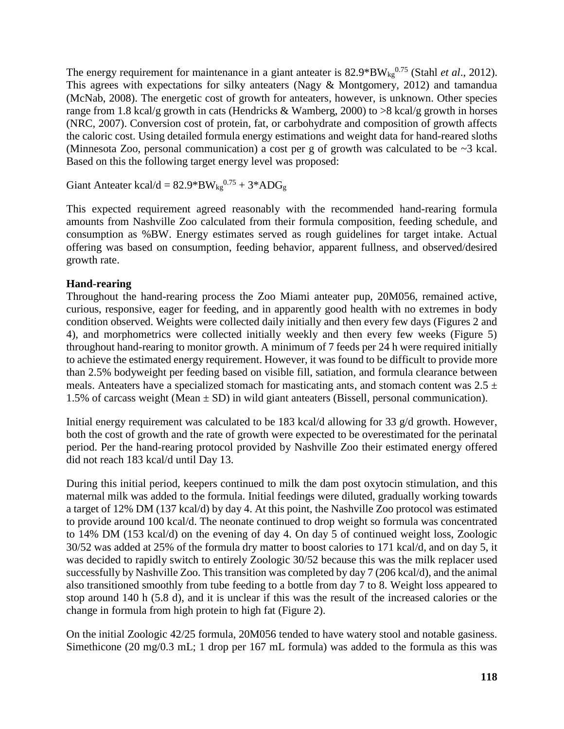The energy requirement for maintenance in a giant anteater is $82.9*BW_{kg}^{0.75}$ (Stahl *et al*., 2012). This agrees with expectations for silky anteaters (Nagy & Montgomery, 2012) and tamandua (McNab, 2008). The energetic cost of growth for anteaters, however, is unknown. Other species range from 1.8 kcal/g growth in cats (Hendricks & Wamberg, 2000) to >8 kcal/g growth in horses (NRC, 2007). Conversion cost of protein, fat, or carbohydrate and composition of growth affects the caloric cost. Using detailed formula energy estimations and weight data for hand-reared sloths (Minnesota Zoo, personal communication) a cost per g of growth was calculated to be ~3 kcal. Based on this the following target energy level was proposed:

Giant Anteater kcal/d = $82.9*BW_{kg}^{0.75} + 3*ADG_g$

This expected requirement agreed reasonably with the recommended hand-rearing formula amounts from Nashville Zoo calculated from their formula composition, feeding schedule, and consumption as %BW. Energy estimates served as rough guidelines for target intake. Actual offering was based on consumption, feeding behavior, apparent fullness, and observed/desired growth rate.

**Hand-rearing**

Throughout the hand-rearing process the Zoo Miami anteater pup, 20M056, remained active, curious, responsive, eager for feeding, and in apparently good health with no extremes in body condition observed. Weights were collected daily initially and then every few days (Figures 2 and 4), and morphometrics were collected initially weekly and then every few weeks (Figure 5) throughout hand-rearing to monitor growth. A minimum of 7 feeds per 24 h were required initially to achieve the estimated energy requirement. However, it was found to be difficult to provide more than 2.5% bodyweight per feeding based on visible fill, satiation, and formula clearance between meals. Anteaters have a specialized stomach for masticating ants, and stomach content was 2.5 ± 1.5% of carcass weight (Mean ± SD) in wild giant anteaters (Bissell, personal communication).

Initial energy requirement was calculated to be 183 kcal/d allowing for 33 g/d growth. However, both the cost of growth and the rate of growth were expected to be overestimated for the perinatal period. Per the hand-rearing protocol provided by Nashville Zoo their estimated energy offered did not reach 183 kcal/d until Day 13.

During this initial period, keepers continued to milk the dam post oxytocin stimulation, and this maternal milk was added to the formula. Initial feedings were diluted, gradually working towards a target of 12% DM (137 kcal/d) by day 4. At this point, the Nashville Zoo protocol was estimated to provide around 100 kcal/d. The neonate continued to drop weight so formula was concentrated to 14% DM (153 kcal/d) on the evening of day 4. On day 5 of continued weight loss, Zoologic 30/52 was added at 25% of the formula dry matter to boost calories to 171 kcal/d, and on day 5, it was decided to rapidly switch to entirely Zoologic 30/52 because this was the milk replacer used successfully by Nashville Zoo. This transition was completed by day 7 (206 kcal/d), and the animal also transitioned smoothly from tube feeding to a bottle from day 7 to 8. Weight loss appeared to stop around 140 h (5.8 d), and it is unclear if this was the result of the increased calories or the change in formula from high protein to high fat (Figure 2).

On the initial Zoologic 42/25 formula, 20M056 tended to have watery stool and notable gasiness. Simethicone (20 mg/0.3 mL; 1 drop per 167 mL formula) was added to the formula as this was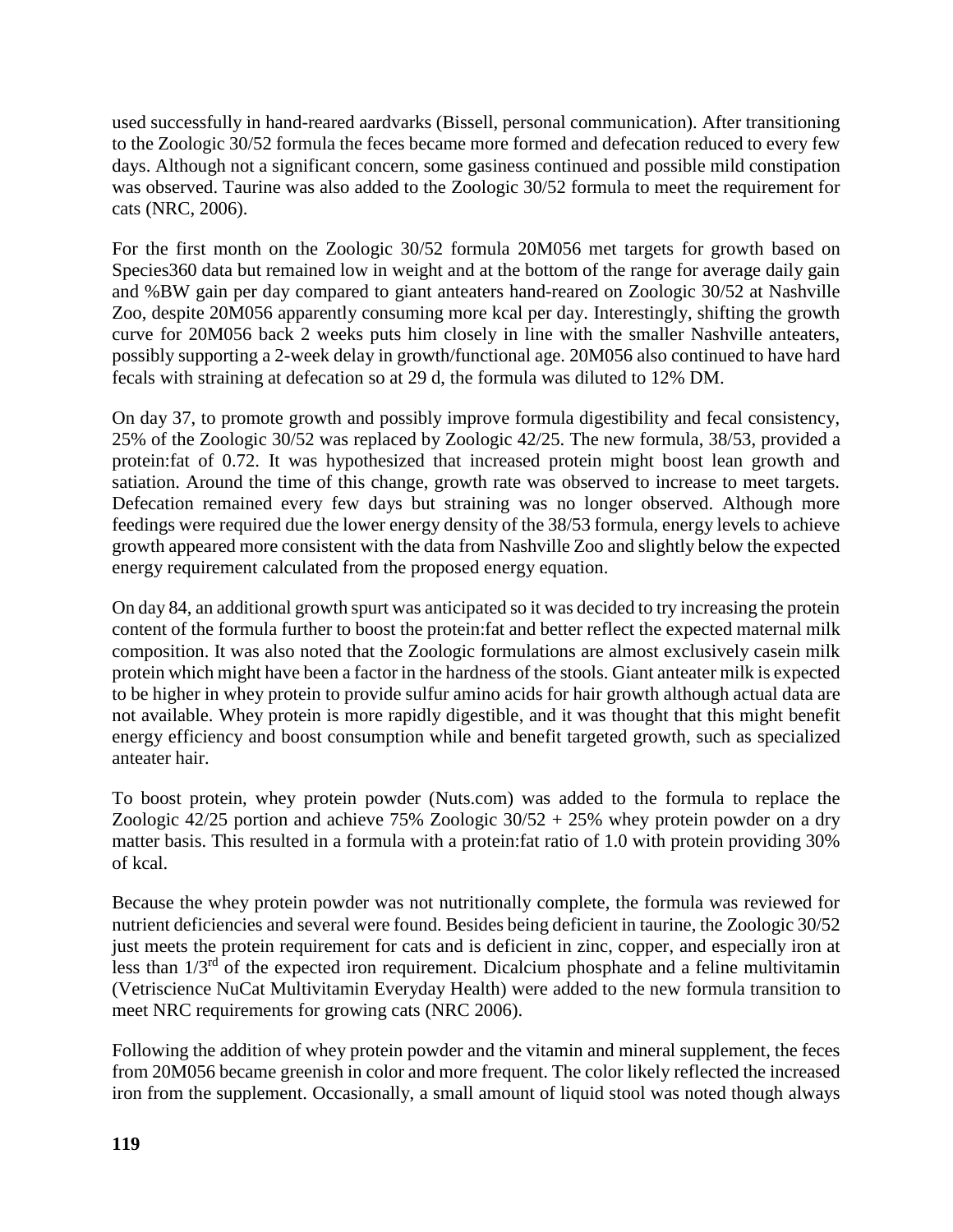used successfully in hand-reared aardvarks (Bissell, personal communication). After transitioning to the Zoologic 30/52 formula the feces became more formed and defecation reduced to every few days. Although not a significant concern, some gasiness continued and possible mild constipation was observed. Taurine was also added to the Zoologic 30/52 formula to meet the requirement for cats (NRC, 2006).

For the first month on the Zoologic 30/52 formula 20M056 met targets for growth based on Species360 data but remained low in weight and at the bottom of the range for average daily gain and %BW gain per day compared to giant anteaters hand-reared on Zoologic 30/52 at Nashville Zoo, despite 20M056 apparently consuming more kcal per day. Interestingly, shifting the growth curve for 20M056 back 2 weeks puts him closely in line with the smaller Nashville anteaters, possibly supporting a 2-week delay in growth/functional age. 20M056 also continued to have hard fecals with straining at defecation so at 29 d, the formula was diluted to 12% DM.

On day 37, to promote growth and possibly improve formula digestibility and fecal consistency, 25% of the Zoologic 30/52 was replaced by Zoologic 42/25. The new formula, 38/53, provided a protein:fat of 0.72. It was hypothesized that increased protein might boost lean growth and satiation. Around the time of this change, growth rate was observed to increase to meet targets. Defecation remained every few days but straining was no longer observed. Although more feedings were required due the lower energy density of the 38/53 formula, energy levels to achieve growth appeared more consistent with the data from Nashville Zoo and slightly below the expected energy requirement calculated from the proposed energy equation.

On day 84, an additional growth spurt was anticipated so it was decided to try increasing the protein content of the formula further to boost the protein:fat and better reflect the expected maternal milk composition. It was also noted that the Zoologic formulations are almost exclusively casein milk protein which might have been a factor in the hardness of the stools. Giant anteater milk is expected to be higher in whey protein to provide sulfur amino acids for hair growth although actual data are not available. Whey protein is more rapidly digestible, and it was thought that this might benefit energy efficiency and boost consumption while and benefit targeted growth, such as specialized anteater hair.

To boost protein, whey protein powder (Nuts.com) was added to the formula to replace the Zoologic 42/25 portion and achieve 75% Zoologic 30/52 + 25% whey protein powder on a dry matter basis. This resulted in a formula with a protein:fat ratio of 1.0 with protein providing 30% of kcal.

Because the whey protein powder was not nutritionally complete, the formula was reviewed for nutrient deficiencies and several were found. Besides being deficient in taurine, the Zoologic 30/52 just meets the protein requirement for cats and is deficient in zinc, copper, and especially iron at less than 1/3rd of the expected iron requirement. Dicalcium phosphate and a feline multivitamin (Vetriscience NuCat Multivitamin Everyday Health) were added to the new formula transition to meet NRC requirements for growing cats (NRC 2006).

Following the addition of whey protein powder and the vitamin and mineral supplement, the feces from 20M056 became greenish in color and more frequent. The color likely reflected the increased iron from the supplement. Occasionally, a small amount of liquid stool was noted though always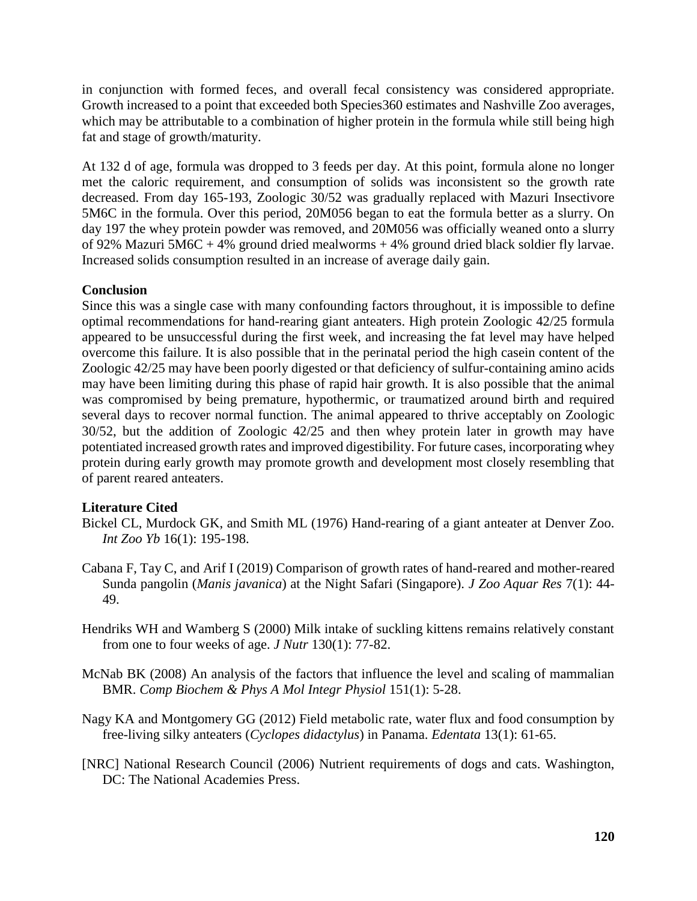in conjunction with formed feces, and overall fecal consistency was considered appropriate. Growth increased to a point that exceeded both Species360 estimates and Nashville Zoo averages, which may be attributable to a combination of higher protein in the formula while still being high fat and stage of growth/maturity.

At 132 d of age, formula was dropped to 3 feeds per day. At this point, formula alone no longer met the caloric requirement, and consumption of solids was inconsistent so the growth rate decreased. From day 165-193, Zoologic 30/52 was gradually replaced with Mazuri Insectivore 5M6C in the formula. Over this period, 20M056 began to eat the formula better as a slurry. On day 197 the whey protein powder was removed, and 20M056 was officially weaned onto a slurry of 92% Mazuri 5M6C + 4% ground dried mealworms + 4% ground dried black soldier fly larvae. Increased solids consumption resulted in an increase of average daily gain.

**Conclusion**

Since this was a single case with many confounding factors throughout, it is impossible to define optimal recommendations for hand-rearing giant anteaters. High protein Zoologic 42/25 formula appeared to be unsuccessful during the first week, and increasing the fat level may have helped overcome this failure. It is also possible that in the perinatal period the high casein content of the Zoologic 42/25 may have been poorly digested or that deficiency of sulfur-containing amino acids may have been limiting during this phase of rapid hair growth. It is also possible that the animal was compromised by being premature, hypothermic, or traumatized around birth and required several days to recover normal function. The animal appeared to thrive acceptably on Zoologic 30/52, but the addition of Zoologic 42/25 and then whey protein later in growth may have potentiated increased growth rates and improved digestibility. For future cases, incorporating whey protein during early growth may promote growth and development most closely resembling that of parent reared anteaters.

**Literature Cited**

Bickel CL, Murdock GK, and Smith ML (1976) Hand-rearing of a giant anteater at Denver Zoo. *Int Zoo Yb* 16(1): 195-198.

Cabana F, Tay C, and Arif I (2019) Comparison of growth rates of hand-reared and mother-reared Sunda pangolin (*Manis javanica*) at the Night Safari (Singapore). *J Zoo Aquar Res* 7(1): 44-49.

Hendriks WH and Wamberg S (2000) Milk intake of suckling kittens remains relatively constant from one to four weeks of age. *J Nutr* 130(1): 77-82.

McNab BK (2008) An analysis of the factors that influence the level and scaling of mammalian BMR. *Comp Biochem & Phys A Mol Integr Physiol* 151(1): 5-28.

Nagy KA and Montgomery GG (2012) Field metabolic rate, water flux and food consumption by free-living silky anteaters (*Cyclopes didactylus*) in Panama. *Edentata* 13(1): 61-65.

[NRC] National Research Council (2006) Nutrient requirements of dogs and cats. Washington, DC: The National Academies Press.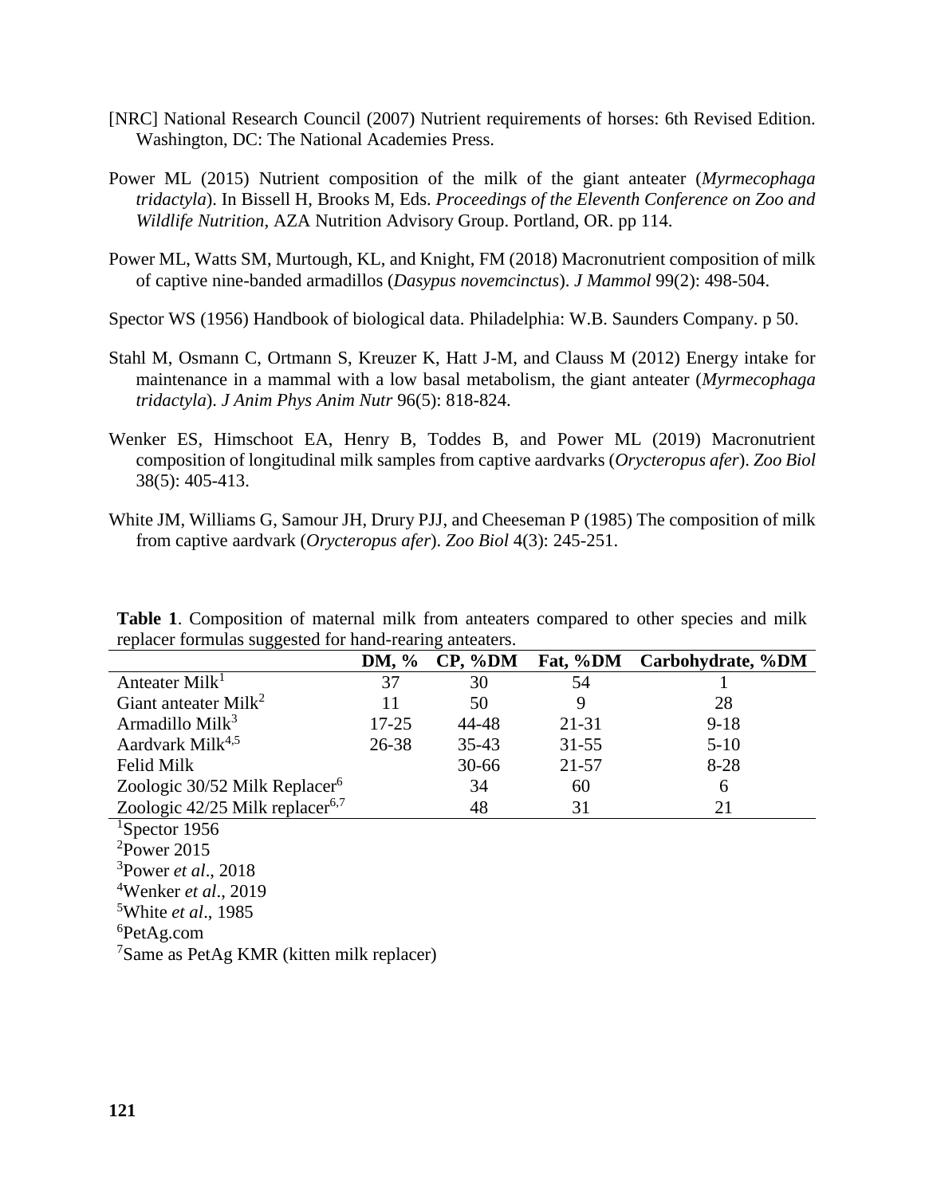[NRC] National Research Council (2007) Nutrient requirements of horses: 6th Revised Edition. Washington, DC: The National Academies Press.

Power ML (2015) Nutrient composition of the milk of the giant anteater (*Myrmecophaga tridactyla*). In Bissell H, Brooks M, Eds. *Proceedings of the Eleventh Conference on Zoo and Wildlife Nutrition*, AZA Nutrition Advisory Group. Portland, OR. pp 114.

Power ML, Watts SM, Murtough, KL, and Knight, FM (2018) Macronutrient composition of milk of captive nine-banded armadillos (*Dasypus novemcinctus*). *J Mammol* 99(2): 498-504.

Spector WS (1956) Handbook of biological data. Philadelphia: W.B. Saunders Company. p 50.

Stahl M, Osmann C, Ortmann S, Kreuzer K, Hatt J-M, and Clauss M (2012) Energy intake for maintenance in a mammal with a low basal metabolism, the giant anteater (*Myrmecophaga tridactyla*). *J Anim Phys Anim Nutr* 96(5): 818-824.

Wenker ES, Himschoot EA, Henry B, Toddes B, and Power ML (2019) Macronutrient composition of longitudinal milk samples from captive aardvarks (*Orycteropus afer*). *Zoo Biol* 38(5): 405-413.

White JM, Williams G, Samour JH, Drury PJJ, and Cheeseman P (1985) The composition of milk from captive aardvark (*Orycteropus afer*). *Zoo Biol* 4(3): 245-251.

**Table 1**. Composition of maternal milk from anteaters compared to other species and milk replacer formulas suggested for hand-rearing anteaters.

| | DM, % | CP, %DM | Fat, %DM | Carbohydrate, %DM |
|---|---|---|---|---|
| Anteater Milk[1] | 37 | 30 | 54 | 1 |
| Giant anteater Milk[2] | 11 | 50 | 9 | 28 |
| Armadillo Milk[3] | 17-25 | 44-48 | 21-31 | 9-18 |
| Aardvark Milk[4,5] | 26-38 | 35-43 | 31-55 | 5-10 |
| Felid Milk | | 30-66 | 21-57 | 8-28 |
| Zoologic 30/52 Milk Replacer[6] | | 34 | 60 | 6 |
| Zoologic 42/25 Milk replacer[6,7] | | 48 | 31 | 21 |

[1]Spector 1956
[2]Power 2015
[3]Power *et al*., 2018
[4]Wenker *et al*., 2019
[5]White *et al*., 1985
[6]PetAg.com
[7]Same as PetAg KMR (kitten milk replacer)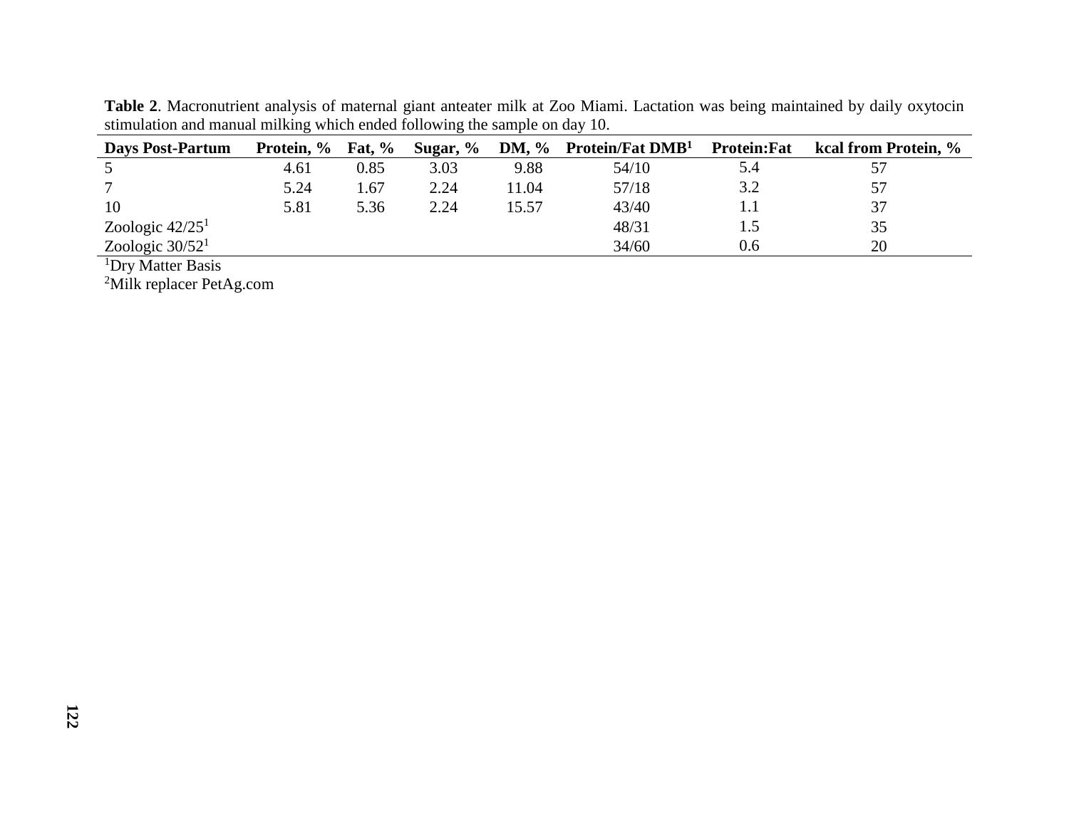**Table 2**. Macronutrient analysis of maternal giant anteater milk at Zoo Miami. Lactation was being maintained by daily oxytocin stimulation and manual milking which ended following the sample on day 10.

| Days Post-Partum | Protein, % | Fat, % | Sugar, % | DM, % | Protein/Fat DMB[1] | Protein:Fat | kcal from Protein, % |
|---|---|---|---|---|---|---|---|
| 5 | 4.61 | 0.85 | 3.03 | 9.88 | 54/10 | 5.4 | 57 |
| 7 | 5.24 | 1.67 | 2.24 | 11.04 | 57/18 | 3.2 | 57 |
| 10 | 5.81 | 5.36 | 2.24 | 15.57 | 43/40 | 1.1 | 37 |
| Zoologic 42/25[1] | | | | | 48/31 | 1.5 | 35 |
| Zoologic 30/52[1] | | | | | 34/60 | 0.6 | 20 |

[1]Dry Matter Basis

[2]Milk replacer PetAg.com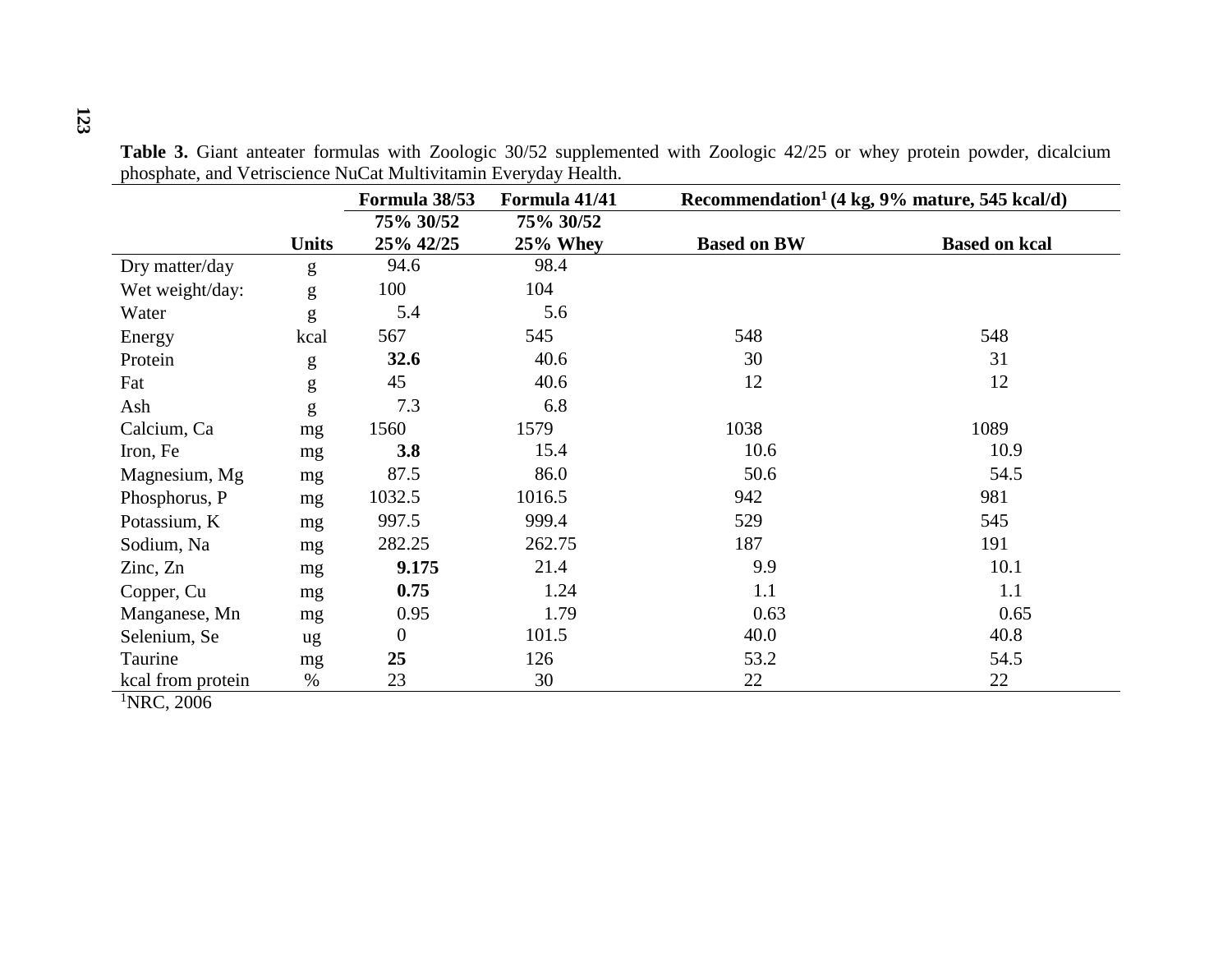**Table 3.** Giant anteater formulas with Zoologic 30/52 supplemented with Zoologic 42/25 or whey protein powder, dicalcium phosphate, and Vetriscience NuCat Multivitamin Everyday Health.

| | | Formula 38/53 | Formula 41/41 | Recommendation[1] (4 kg, 9% mature, 545 kcal/d) | |
|---|---|---|---|---|---|
| | | 75% 30/52 | 75% 30/52 | | |
| | **Units** | **25% 42/25** | **25% Whey** | **Based on BW** | **Based on kcal** |
| Dry matter/day | g | 94.6 | 98.4 | | |
| Wet weight/day: | g | 100 | 104 | | |
| Water | g | 5.4 | 5.6 | | |
| Energy | kcal | 567 | 545 | 548 | 548 |
| Protein | g | **32.6** | 40.6 | 30 | 31 |
| Fat | g | 45 | 40.6 | 12 | 12 |
| Ash | g | 7.3 | 6.8 | | |
| Calcium, Ca | mg | 1560 | 1579 | 1038 | 1089 |
| Iron, Fe | mg | **3.8** | 15.4 | 10.6 | 10.9 |
| Magnesium, Mg | mg | 87.5 | 86.0 | 50.6 | 54.5 |
| Phosphorus, P | mg | 1032.5 | 1016.5 | 942 | 981 |
| Potassium, K | mg | 997.5 | 999.4 | 529 | 545 |
| Sodium, Na | mg | 282.25 | 262.75 | 187 | 191 |
| Zinc, Zn | mg | **9.175** | 21.4 | 9.9 | 10.1 |
| Copper, Cu | mg | **0.75** | 1.24 | 1.1 | 1.1 |
| Manganese, Mn | mg | 0.95 | 1.79 | 0.63 | 0.65 |
| Selenium, Se | ug | 0 | 101.5 | 40.0 | 40.8 |
| Taurine | mg | **25** | 126 | 53.2 | 54.5 |
| kcal from protein | % | 23 | 30 | 22 | 22 |

[1]NRC, 2006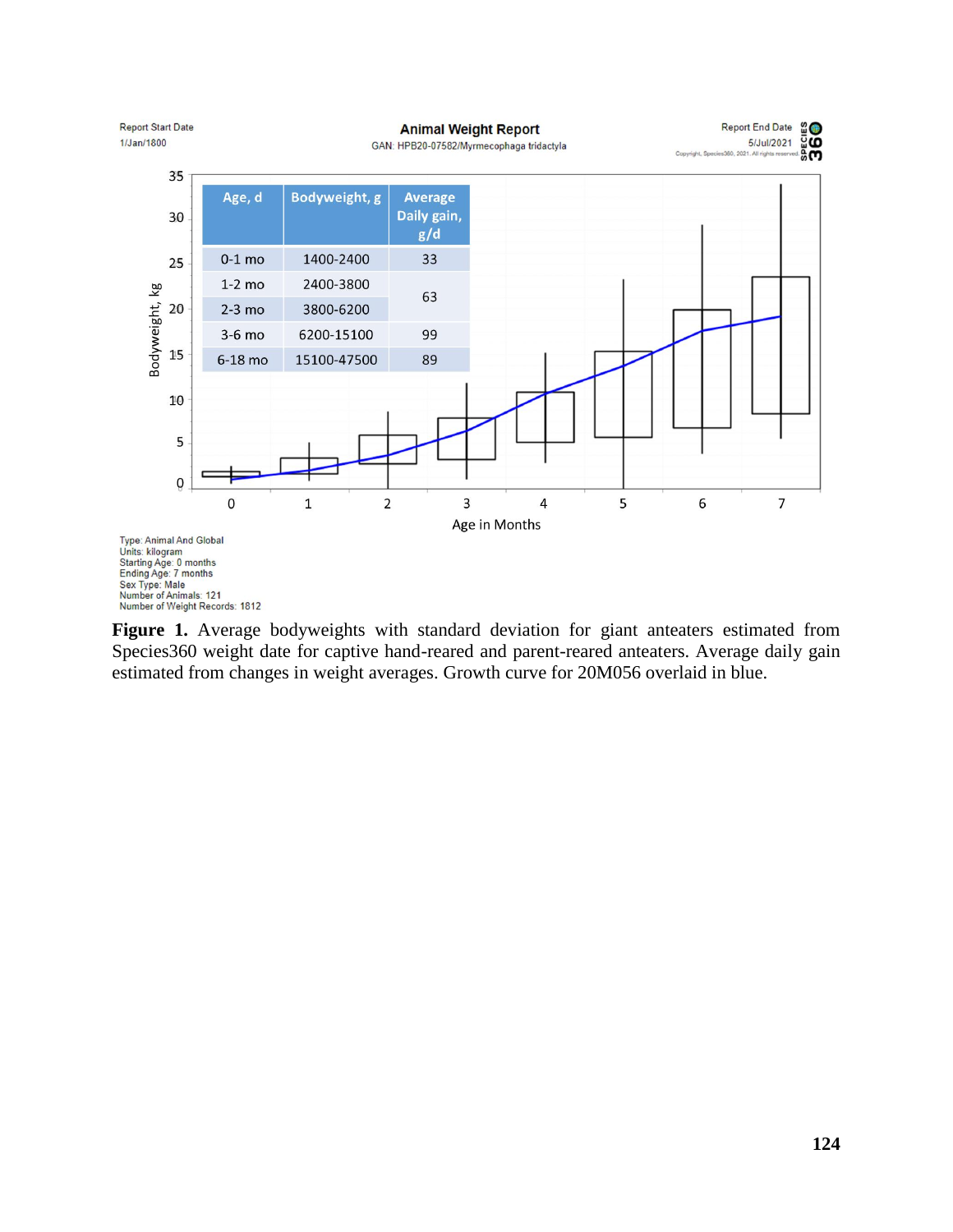Report Start Date
1/Jan/1800

**Animal Weight Report**
GAN: HPB20-07582/Myrmecophaga tridactyla

Report End Date
5/Jul/2021

| Age, d | Bodyweight, g | Average Daily gain, g/d |
|---|---|---|
| 0-1 mo | 1400-2400 | 33 |
| 1-2 mo | 2400-3800 | 63 |
| 2-3 mo | 3800-6200 | |
| 3-6 mo | 6200-15100 | 99 |
| 6-18 mo | 15100-47500 | 89 |

Type: Animal And Global
Units: kilogram
Starting Age: 0 months
Ending Age: 7 months
Sex Type: Male
Number of Animals: 121
Number of Weight Records: 1812

**Figure 1.** Average bodyweights with standard deviation for giant anteaters estimated from Species360 weight date for captive hand-reared and parent-reared anteaters. Average daily gain estimated from changes in weight averages. Growth curve for 20M056 overlaid in blue.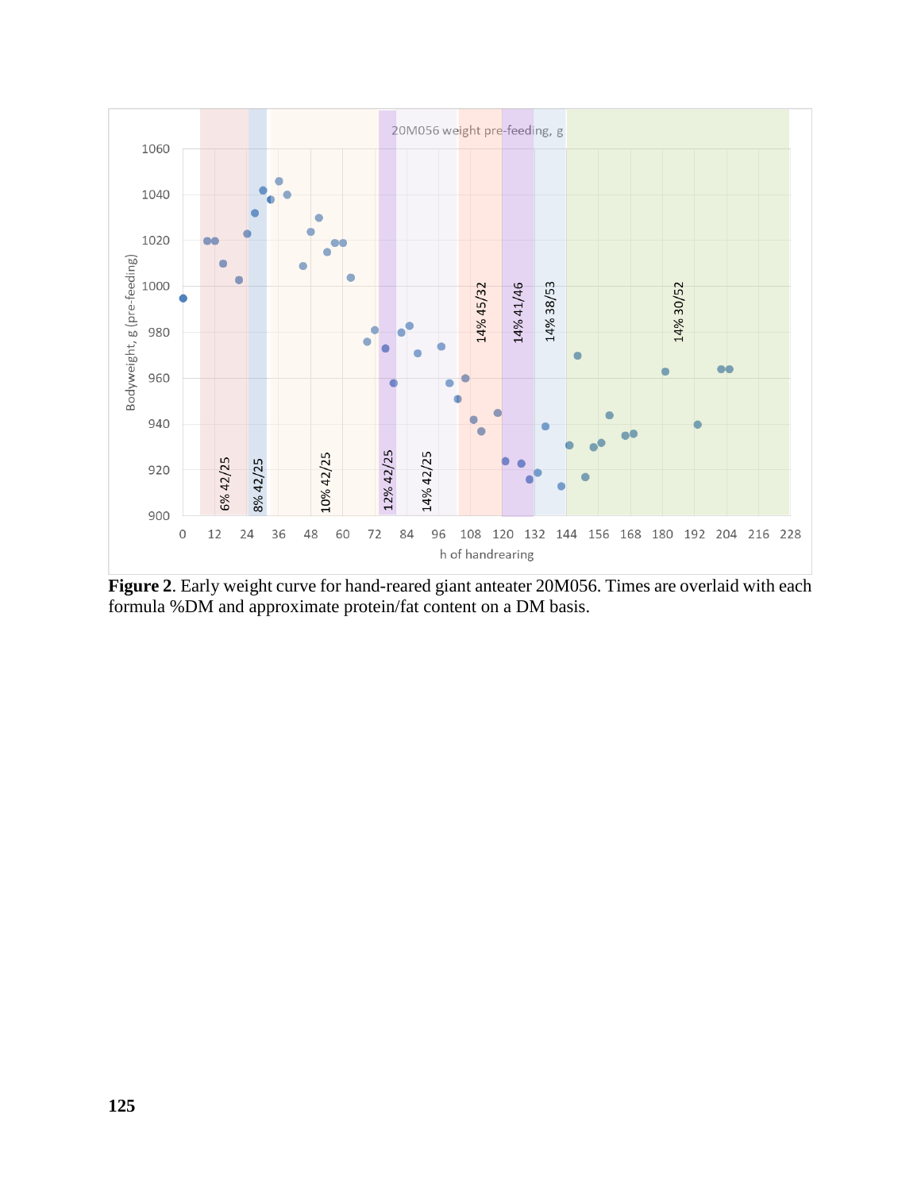**Figure 2**. Early weight curve for hand-reared giant anteater 20M056. Times are overlaid with each formula %DM and approximate protein/fat content on a DM basis.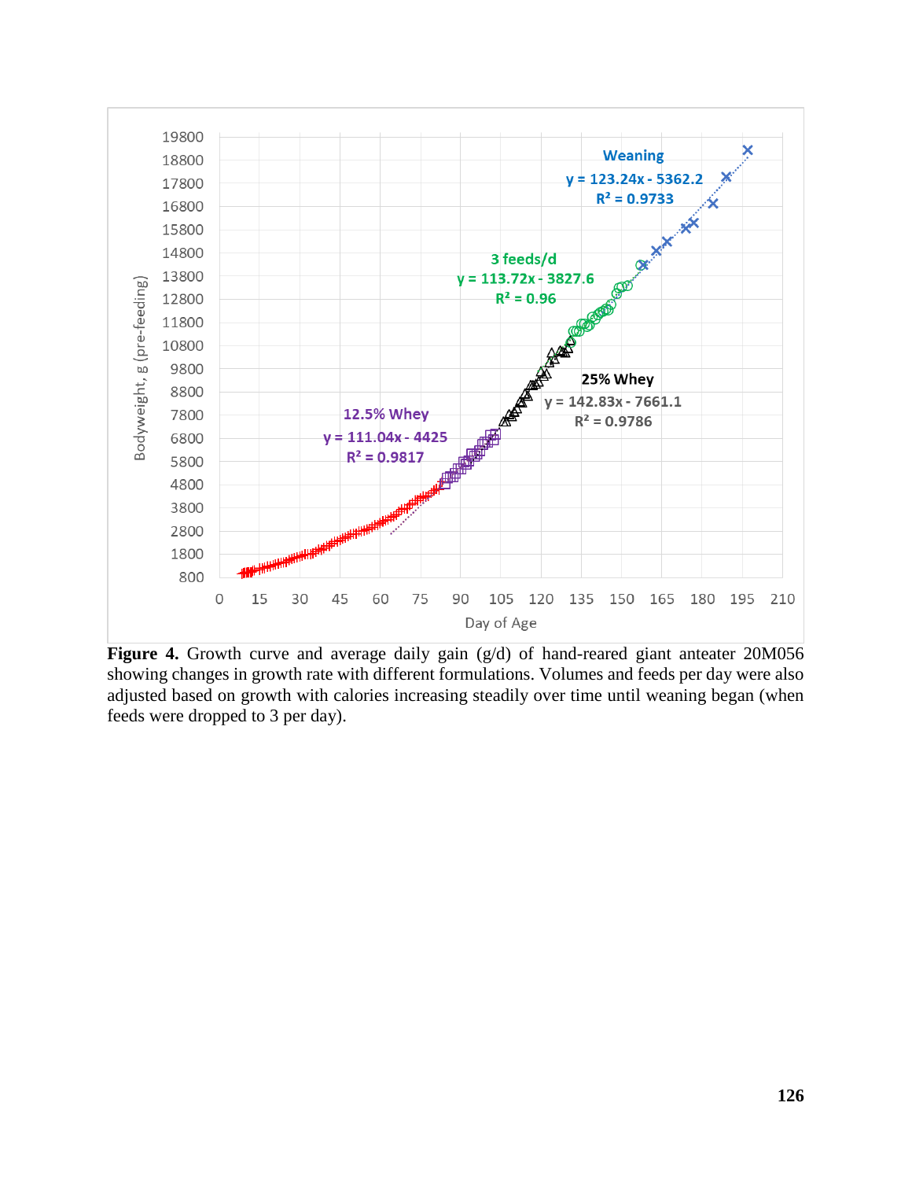**Figure 4.** Growth curve and average daily gain (g/d) of hand-reared giant anteater 20M056 showing changes in growth rate with different formulations. Volumes and feeds per day were also adjusted based on growth with calories increasing steadily over time until weaning began (when feeds were dropped to 3 per day).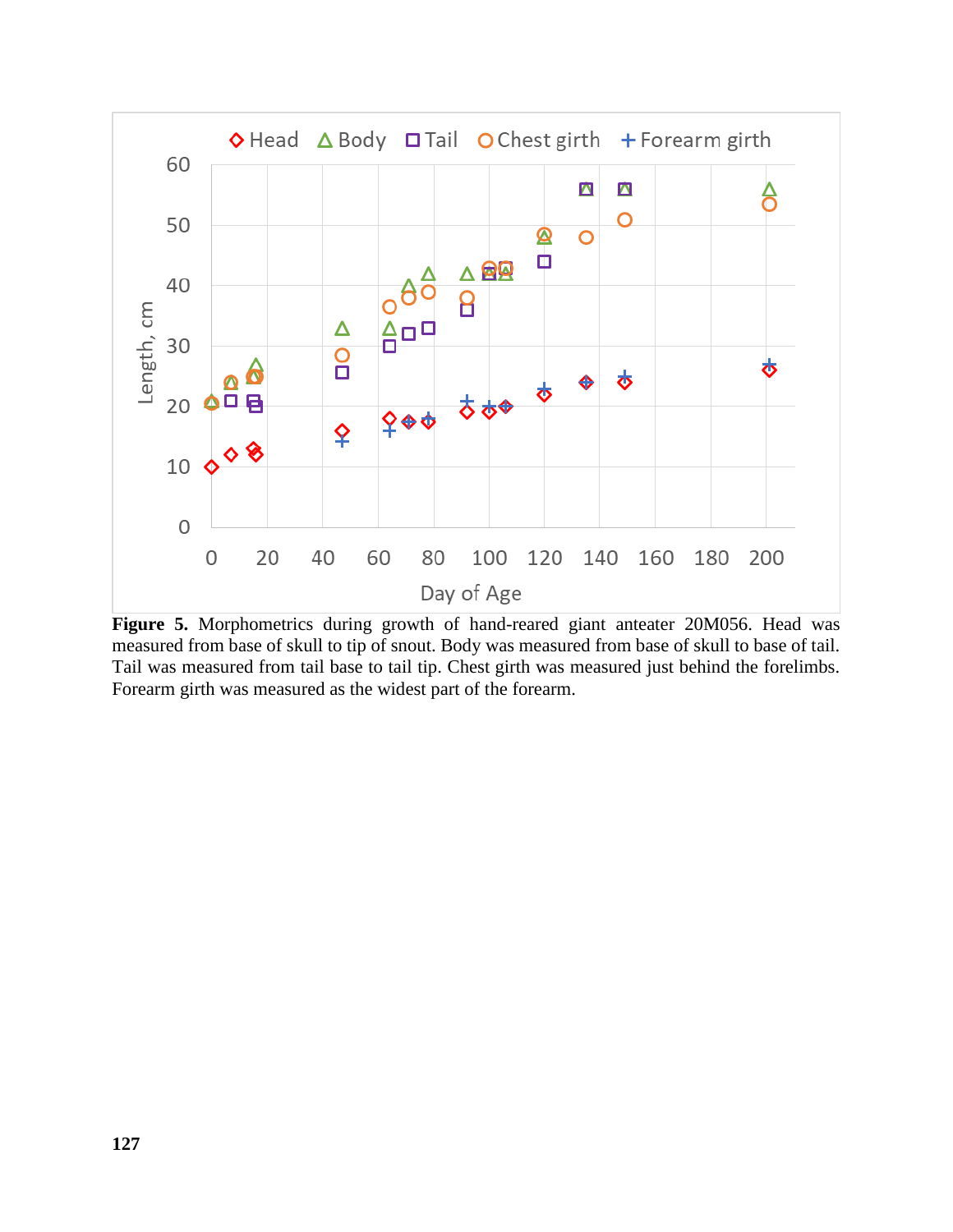Head Body Tail Chest girth Forearm girth

Length, cm

60
50
40
30
20
10
0

0 20 40 60 80 100 120 140 160 180 200

Day of Age

**Figure 5.** Morphometrics during growth of hand-reared giant anteater 20M056. Head was measured from base of skull to tip of snout. Body was measured from base of skull to base of tail. Tail was measured from tail base to tail tip. Chest girth was measured just behind the forelimbs. Forearm girth was measured as the widest part of the forearm.